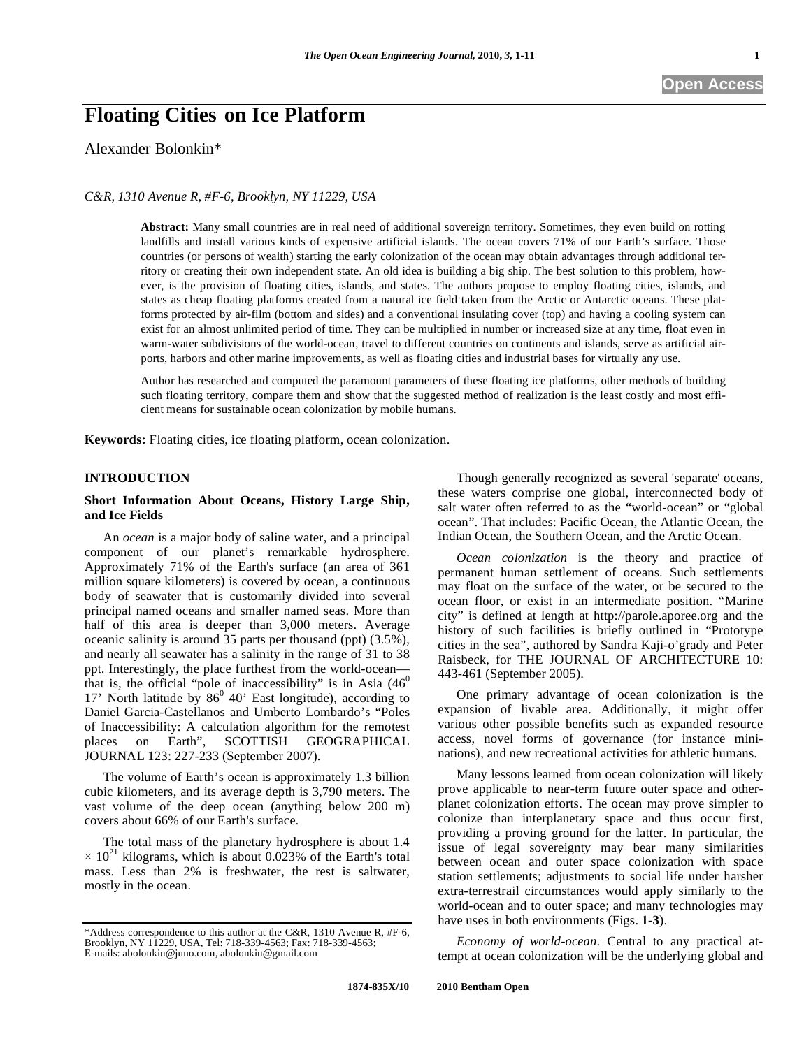# Floating Cities on Ice Platform

Alexander Bolonkin*

*C&R, 1310 Avenue R, #F-6, Brooklyn, NY 11229, USA*

**Abstract:** Many small countries are in real need of additional sovereign territory. Sometimes, they even build on rotting landfills and install various kinds of expensive artificial islands. The ocean covers 71% of our Earth's surface. Those countries (or persons of wealth) starting the early colonization of the ocean may obtain advantages through additional territory or creating their own independent state. An old idea is building a big ship. The best solution to this problem, however, is the provision of floating cities, islands, and states. The authors propose to employ floating cities, islands, and states as cheap floating platforms created from a natural ice field taken from the Arctic or Antarctic oceans. These platforms protected by air-film (bottom and sides) and a conventional insulating cover (top) and having a cooling system can exist for an almost unlimited period of time. They can be multiplied in number or increased size at any time, float even in warm-water subdivisions of the world-ocean, travel to different countries on continents and islands, serve as artificial airports, harbors and other marine improvements, as well as floating cities and industrial bases for virtually any use.

Author has researched and computed the paramount parameters of these floating ice platforms, other methods of building such floating territory, compare them and show that the suggested method of realization is the least costly and most efficient means for sustainable ocean colonization by mobile humans.

**Keywords:** Floating cities, ice floating platform, ocean colonization.

## INTRODUCTION

### Short Information About Oceans, History Large Ship, and Ice Fields

An *ocean* is a major body of saline water, and a principal component of our planet's remarkable hydrosphere. Approximately 71% of the Earth's surface (an area of 361 million square kilometers) is covered by ocean, a continuous body of seawater that is customarily divided into several principal named oceans and smaller named seas. More than half of this area is deeper than 3,000 meters. Average oceanic salinity is around 35 parts per thousand (ppt) (3.5%), and nearly all seawater has a salinity in the range of 31 to 38 ppt. Interestingly, the place furthest from the world-ocean—that is, the official "pole of inaccessibility" is in Asia ($46^0$ 17' North latitude by $86^0$ 40' East longitude), according to Daniel Garcia-Castellanos and Umberto Lombardo's "Poles of Inaccessibility: A calculation algorithm for the remotest places on Earth", SCOTTISH GEOGRAPHICAL JOURNAL 123: 227-233 (September 2007).

The volume of Earth's ocean is approximately 1.3 billion cubic kilometers, and its average depth is 3,790 meters. The vast volume of the deep ocean (anything below 200 m) covers about 66% of our Earth's surface.

The total mass of the planetary hydrosphere is about 1.4 $\times 10^{21}$ kilograms, which is about 0.023% of the Earth's total mass. Less than 2% is freshwater, the rest is saltwater, mostly in the ocean.

Though generally recognized as several 'separate' oceans, these waters comprise one global, interconnected body of salt water often referred to as the "world-ocean" or "global ocean". That includes: Pacific Ocean, the Atlantic Ocean, the Indian Ocean, the Southern Ocean, and the Arctic Ocean.

*Ocean colonization* is the theory and practice of permanent human settlement of oceans. Such settlements may float on the surface of the water, or be secured to the ocean floor, or exist in an intermediate position. "Marine city" is defined at length at http://parole.aporee.org and the history of such facilities is briefly outlined in "Prototype cities in the sea", authored by Sandra Kaji-o'grady and Peter Raisbeck, for THE JOURNAL OF ARCHITECTURE 10: 443-461 (September 2005).

One primary advantage of ocean colonization is the expansion of livable area. Additionally, it might offer various other possible benefits such as expanded resource access, novel forms of governance (for instance mini-nations), and new recreational activities for athletic humans.

Many lessons learned from ocean colonization will likely prove applicable to near-term future outer space and other-planet colonization efforts. The ocean may prove simpler to colonize than interplanetary space and thus occur first, providing a proving ground for the latter. In particular, the issue of legal sovereignty may bear many similarities between ocean and outer space colonization with space station settlements; adjustments to social life under harsher extra-terrestrail circumstances would apply similarly to the world-ocean and to outer space; and many technologies may have uses in both environments (Figs. **1-3**).

*Economy of world-ocean*. Central to any practical attempt at ocean colonization will be the underlying global and

---

*Address correspondence to this author at the C&R, 1310 Avenue R, #F-6, Brooklyn, NY 11229, USA, Tel: 718-339-4563; Fax: 718-339-4563; E-mails: abolonkin@juno.com, abolonkin@gmail.com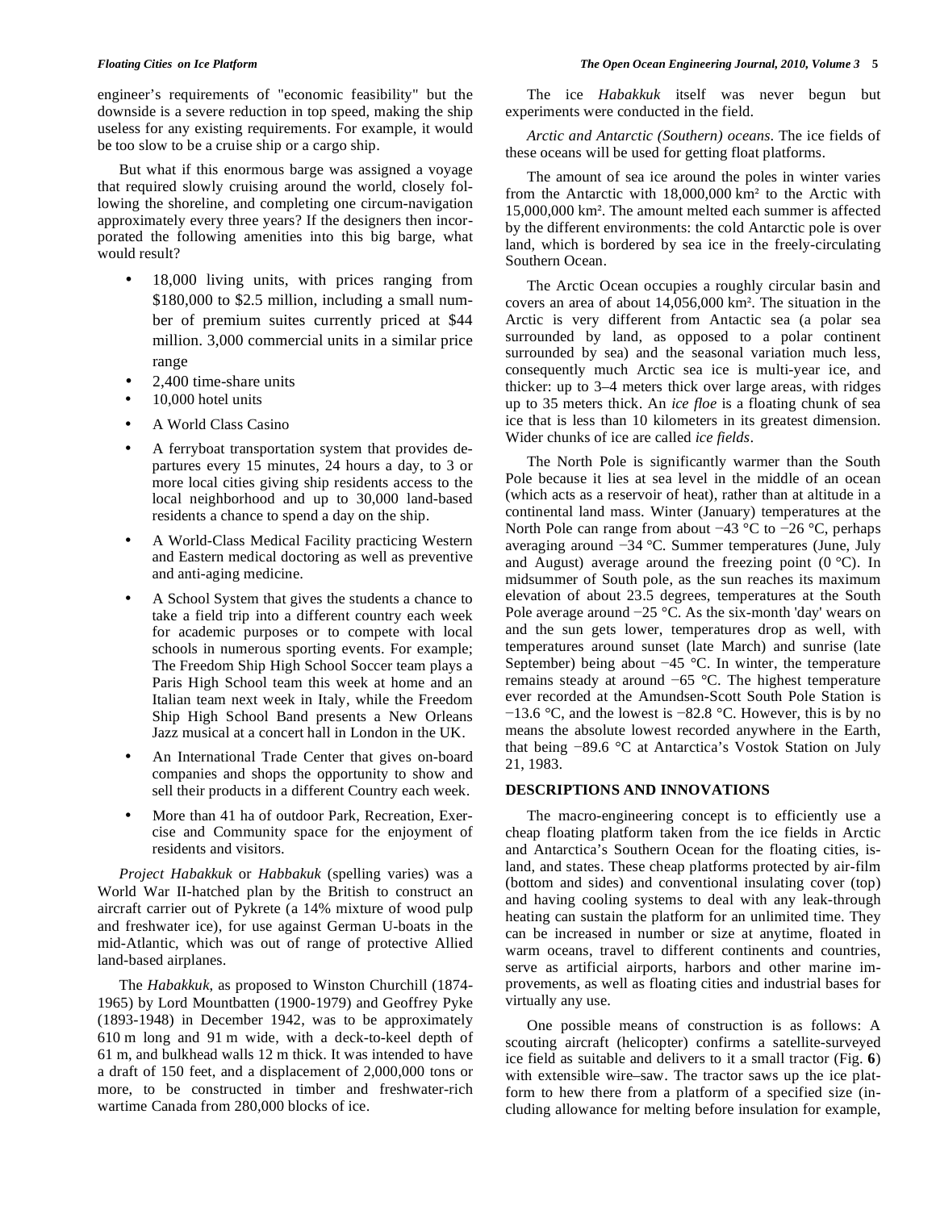engineer's requirements of "economic feasibility" but the downside is a severe reduction in top speed, making the ship useless for any existing requirements. For example, it would be too slow to be a cruise ship or a cargo ship.

But what if this enormous barge was assigned a voyage that required slowly cruising around the world, closely following the shoreline, and completing one circum-navigation approximately every three years? If the designers then incorporated the following amenities into this big barge, what would result?

- 18,000 living units, with prices ranging from $180,000 to $2.5 million, including a small number of premium suites currently priced at $44 million. 3,000 commercial units in a similar price range
- 2,400 time-share units
- 10,000 hotel units
- A World Class Casino
- A ferryboat transportation system that provides departures every 15 minutes, 24 hours a day, to 3 or more local cities giving ship residents access to the local neighborhood and up to 30,000 land-based residents a chance to spend a day on the ship.
- A World-Class Medical Facility practicing Western and Eastern medical doctoring as well as preventive and anti-aging medicine.
- A School System that gives the students a chance to take a field trip into a different country each week for academic purposes or to compete with local schools in numerous sporting events. For example; The Freedom Ship High School Soccer team plays a Paris High School team this week at home and an Italian team next week in Italy, while the Freedom Ship High School Band presents a New Orleans Jazz musical at a concert hall in London in the UK.
- An International Trade Center that gives on-board companies and shops the opportunity to show and sell their products in a different Country each week.
- More than 41 ha of outdoor Park, Recreation, Exercise and Community space for the enjoyment of residents and visitors.

*Project Habakkuk* or *Habbakuk* (spelling varies) was a World War II-hatched plan by the British to construct an aircraft carrier out of Pykrete (a 14% mixture of wood pulp and freshwater ice), for use against German U-boats in the mid-Atlantic, which was out of range of protective Allied land-based airplanes.

The *Habakkuk*, as proposed to Winston Churchill (1874-1965) by Lord Mountbatten (1900-1979) and Geoffrey Pyke (1893-1948) in December 1942, was to be approximately 610 m long and 91 m wide, with a deck-to-keel depth of 61 m, and bulkhead walls 12 m thick. It was intended to have a draft of 150 feet, and a displacement of 2,000,000 tons or more, to be constructed in timber and freshwater-rich wartime Canada from 280,000 blocks of ice.

The ice *Habakkuk* itself was never begun but experiments were conducted in the field.

*Arctic and Antarctic (Southern) oceans.* The ice fields of these oceans will be used for getting float platforms.

The amount of sea ice around the poles in winter varies from the Antarctic with 18,000,000 km² to the Arctic with 15,000,000 km². The amount melted each summer is affected by the different environments: the cold Antarctic pole is over land, which is bordered by sea ice in the freely-circulating Southern Ocean.

The Arctic Ocean occupies a roughly circular basin and covers an area of about 14,056,000 km². The situation in the Arctic is very different from Antactic sea (a polar sea surrounded by land, as opposed to a polar continent surrounded by sea) and the seasonal variation much less, consequently much Arctic sea ice is multi-year ice, and thicker: up to 3–4 meters thick over large areas, with ridges up to 35 meters thick. An *ice floe* is a floating chunk of sea ice that is less than 10 kilometers in its greatest dimension. Wider chunks of ice are called *ice fields*.

The North Pole is significantly warmer than the South Pole because it lies at sea level in the middle of an ocean (which acts as a reservoir of heat), rather than at altitude in a continental land mass. Winter (January) temperatures at the North Pole can range from about −43 °C to −26 °C, perhaps averaging around −34 °C. Summer temperatures (June, July and August) average around the freezing point (0 °C). In midsummer of South pole, as the sun reaches its maximum elevation of about 23.5 degrees, temperatures at the South Pole average around −25 °C. As the six-month 'day' wears on and the sun gets lower, temperatures drop as well, with temperatures around sunset (late March) and sunrise (late September) being about −45 °C. In winter, the temperature remains steady at around −65 °C. The highest temperature ever recorded at the Amundsen-Scott South Pole Station is −13.6 °C, and the lowest is −82.8 °C. However, this is by no means the absolute lowest recorded anywhere in the Earth, that being −89.6 °C at Antarctica's Vostok Station on July 21, 1983.

## DESCRIPTIONS AND INNOVATIONS

The macro-engineering concept is to efficiently use a cheap floating platform taken from the ice fields in Arctic and Antarctica's Southern Ocean for the floating cities, island, and states. These cheap platforms protected by air-film (bottom and sides) and conventional insulating cover (top) and having cooling systems to deal with any leak-through heating can sustain the platform for an unlimited time. They can be increased in number or size at anytime, floated in warm oceans, travel to different continents and countries, serve as artificial airports, harbors and other marine improvements, as well as floating cities and industrial bases for virtually any use.

One possible means of construction is as follows: A scouting aircraft (helicopter) confirms a satellite-surveyed ice field as suitable and delivers to it a small tractor (Fig. **6**) with extensible wire–saw. The tractor saws up the ice platform to hew there from a platform of a specified size (including allowance for melting before insulation for example,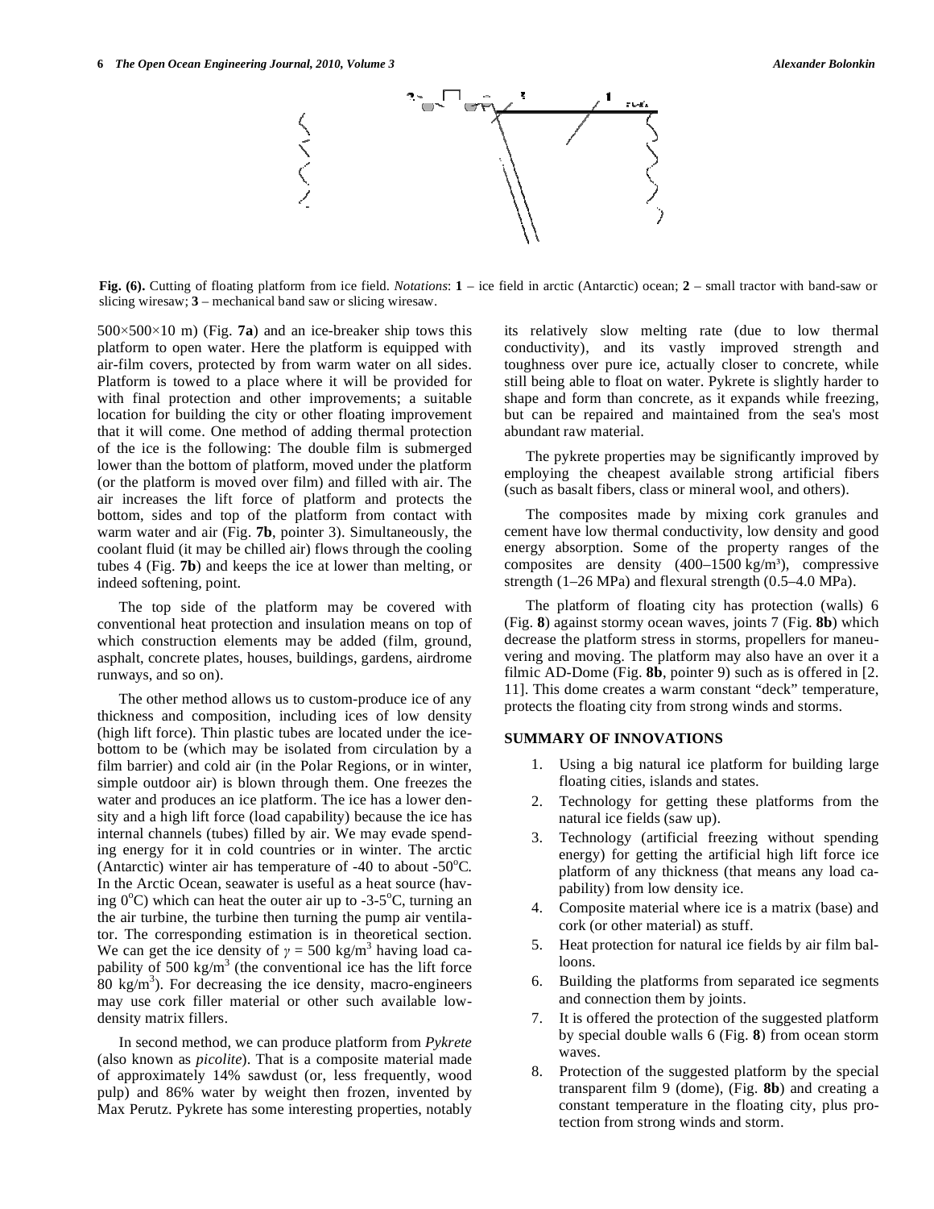**Fig. (6).** Cutting of floating platform from ice field. *Notations*: **1** – ice field in arctic (Antarctic) ocean; **2** – small tractor with band-saw or slicing wiresaw; **3** – mechanical band saw or slicing wiresaw.

500×500×10 m) (Fig. **7a**) and an ice-breaker ship tows this platform to open water. Here the platform is equipped with air-film covers, protected by from warm water on all sides. Platform is towed to a place where it will be provided for with final protection and other improvements; a suitable location for building the city or other floating improvement that it will come. One method of adding thermal protection of the ice is the following: The double film is submerged lower than the bottom of platform, moved under the platform (or the platform is moved over film) and filled with air. The air increases the lift force of platform and protects the bottom, sides and top of the platform from contact with warm water and air (Fig. **7b**, pointer 3). Simultaneously, the coolant fluid (it may be chilled air) flows through the cooling tubes 4 (Fig. **7b**) and keeps the ice at lower than melting, or indeed softening, point.

The top side of the platform may be covered with conventional heat protection and insulation means on top of which construction elements may be added (film, ground, asphalt, concrete plates, houses, buildings, gardens, airdrome runways, and so on).

The other method allows us to custom-produce ice of any thickness and composition, including ices of low density (high lift force). Thin plastic tubes are located under the ice-bottom to be (which may be isolated from circulation by a film barrier) and cold air (in the Polar Regions, or in winter, simple outdoor air) is blown through them. One freezes the water and produces an ice platform. The ice has a lower density and a high lift force (load capability) because the ice has internal channels (tubes) filled by air. We may evade spending energy for it in cold countries or in winter. The arctic (Antarctic) winter air has temperature of -40 to about -50°C. In the Arctic Ocean, seawater is useful as a heat source (having 0°C) which can heat the outer air up to -3-5°C, turning an the air turbine, the turbine then turning the pump air ventilator. The corresponding estimation is in theoretical section. We can get the ice density of $\gamma$ = 500 kg/m$^3$ having load capability of 500 kg/m$^3$ (the conventional ice has the lift force 80 kg/m$^3$). For decreasing the ice density, macro-engineers may use cork filler material or other such available low-density matrix fillers.

In second method, we can produce platform from *Pykrete* (also known as *picolite*). That is a composite material made of approximately 14% sawdust (or, less frequently, wood pulp) and 86% water by weight then frozen, invented by Max Perutz. Pykrete has some interesting properties, notably its relatively slow melting rate (due to low thermal conductivity), and its vastly improved strength and toughness over pure ice, actually closer to concrete, while still being able to float on water. Pykrete is slightly harder to shape and form than concrete, as it expands while freezing, but can be repaired and maintained from the sea's most abundant raw material.

The pykrete properties may be significantly improved by employing the cheapest available strong artificial fibers (such as basalt fibers, class or mineral wool, and others).

The composites made by mixing cork granules and cement have low thermal conductivity, low density and good energy absorption. Some of the property ranges of the composites are density (400–1500 kg/m$^3$), compressive strength (1–26 MPa) and flexural strength (0.5–4.0 MPa).

The platform of floating city has protection (walls) 6 (Fig. **8**) against stormy ocean waves, joints 7 (Fig. **8b**) which decrease the platform stress in storms, propellers for maneuvering and moving. The platform may also have an over it a filmic AD-Dome (Fig. **8b**, pointer 9) such as is offered in [2. 11]. This dome creates a warm constant "deck" temperature, protects the floating city from strong winds and storms.

## SUMMARY OF INNOVATIONS

1. Using a big natural ice platform for building large floating cities, islands and states.
2. Technology for getting these platforms from the natural ice fields (saw up).
3. Technology (artificial freezing without spending energy) for getting the artificial high lift force ice platform of any thickness (that means any load capability) from low density ice.
4. Composite material where ice is a matrix (base) and cork (or other material) as stuff.
5. Heat protection for natural ice fields by air film balloons.
6. Building the platforms from separated ice segments and connection them by joints.
7. It is offered the protection of the suggested platform by special double walls 6 (Fig. **8**) from ocean storm waves.
8. Protection of the suggested platform by the special transparent film 9 (dome), (Fig. **8b**) and creating a constant temperature in the floating city, plus protection from strong winds and storm.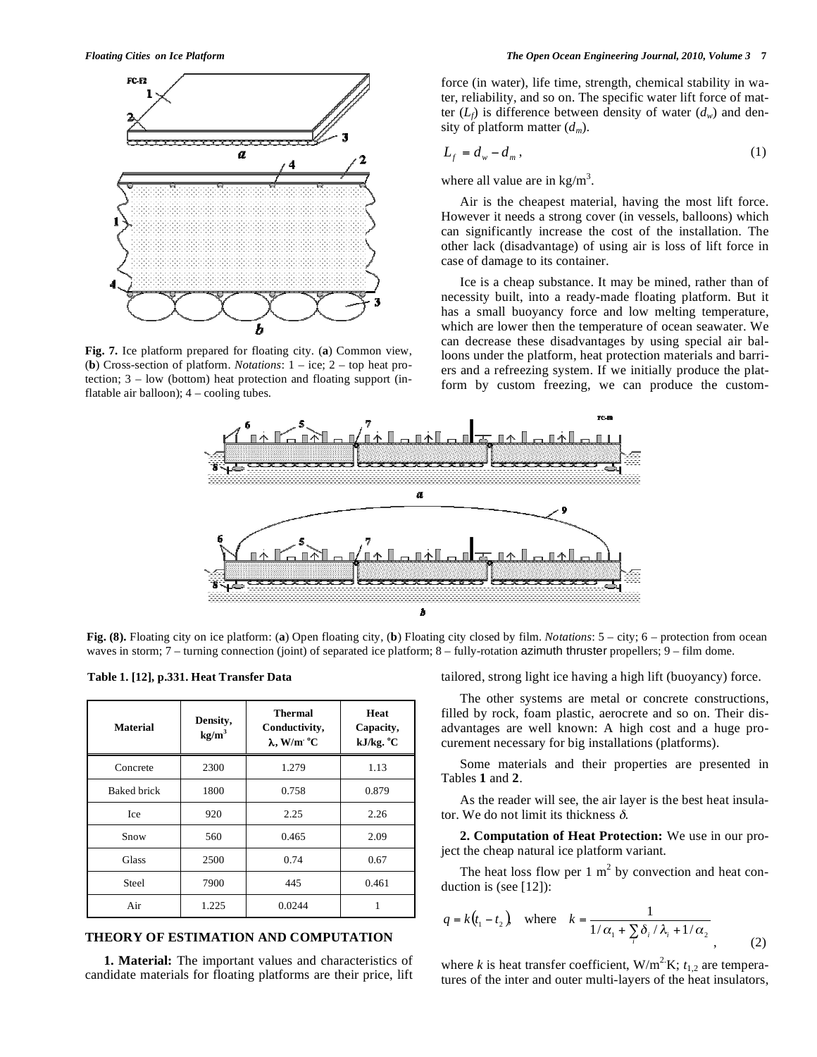Fig. 7. Ice platform prepared for floating city. (**a**) Common view, (**b**) Cross-section of platform. *Notations*: 1 – ice; 2 – top heat protection; 3 – low (bottom) heat protection and floating support (inflatable air balloon); 4 – cooling tubes.

force (in water), life time, strength, chemical stability in water, reliability, and so on. The specific water lift force of matter ($L_f$) is difference between density of water ($d_w$) and density of platform matter ($d_m$).

$$L_f = d_w - d_m, \tag{1}$$

where all value are in kg/m$^3$.

Air is the cheapest material, having the most lift force. However it needs a strong cover (in vessels, balloons) which can significantly increase the cost of the installation. The other lack (disadvantage) of using air is loss of lift force in case of damage to its container.

Ice is a cheap substance. It may be mined, rather than of necessity built, into a ready-made floating platform. But it has a small buoyancy force and low melting temperature, which are lower then the temperature of ocean seawater. We can decrease these disadvantages by using special air balloons under the platform, heat protection materials and barriers and a refreezing system. If we initially produce the platform by custom freezing, we can produce the custom-tailored, strong light ice having a high lift (buoyancy) force.

**Fig. (8).** Floating city on ice platform: (**a**) Open floating city, (**b**) Floating city closed by film. *Notations*: 5 – city; 6 – protection from ocean waves in storm; 7 – turning connection (joint) of separated ice platform; 8 – fully-rotation azimuth thruster propellers; 9 – film dome.

**Table 1. [12], p.331. Heat Transfer Data**

| Material | Density, kg/m$^3$ | Thermal Conductivity, $\lambda$, W/m·°C | Heat Capacity, kJ/kg.°C |
|---|---|---|---|
| Concrete | 2300 | 1.279 | 1.13 |
| Baked brick | 1800 | 0.758 | 0.879 |
| Ice | 920 | 2.25 | 2.26 |
| Snow | 560 | 0.465 | 2.09 |
| Glass | 2500 | 0.74 | 0.67 |
| Steel | 7900 | 445 | 0.461 |
| Air | 1.225 | 0.0244 | 1 |

## THEORY OF ESTIMATION AND COMPUTATION

**1. Material:** The important values and characteristics of candidate materials for floating platforms are their price, lift

The other systems are metal or concrete constructions, filled by rock, foam plastic, aerocrete and so on. Their disadvantages are well known: A high cost and a huge procurement necessary for big installations (platforms).

Some materials and their properties are presented in Tables **1** and **2**.

As the reader will see, the air layer is the best heat insulator. We do not limit its thickness $\delta$.

**2. Computation of Heat Protection:** We use in our project the cheap natural ice platform variant.

The heat loss flow per 1 m$^2$ by convection and heat conduction is (see [12]):

$$q = k(t_1 - t_2), \quad \text{where} \quad k = \frac{1}{1/\alpha_1 + \sum_i \delta_i / \lambda_i + 1/\alpha_2}, \tag{2}$$

where $k$ is heat transfer coefficient, W/m$^2$·K; $t_{1,2}$ are temperatures of the inter and outer multi-layers of the heat insulators,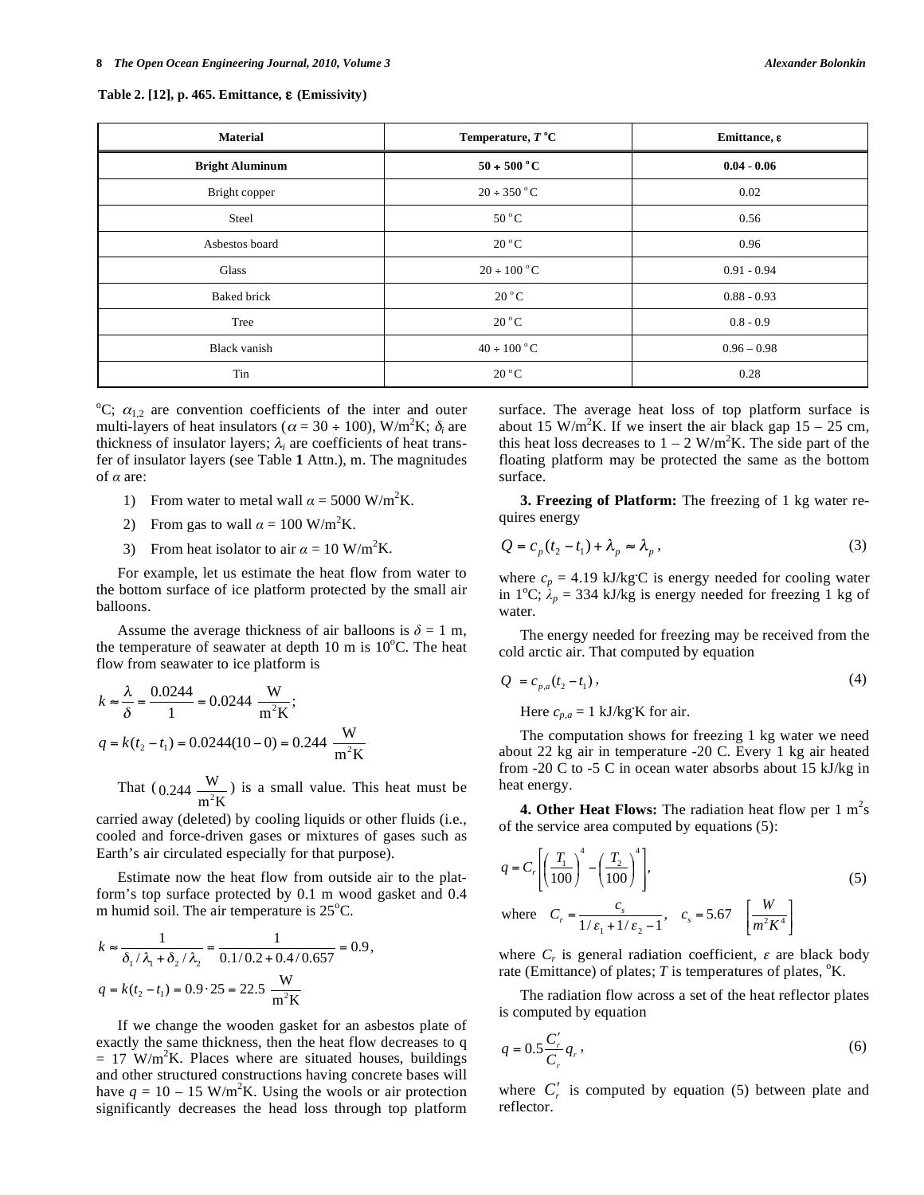**Table 2. [12], p. 465. Emittance, ε (Emissivity)**

| Material | Temperature, $T$ °C | Emittance, ε |
|---|---|---|
| **Bright Aluminum** | **50 ÷ 500 °C** | **0.04 - 0.06** |
| Bright copper | 20 ÷ 350 °C | 0.02 |
| Steel | 50 °C | 0.56 |
| Asbestos board | 20 °C | 0.96 |
| Glass | 20 ÷ 100 °C | 0.91 - 0.94 |
| Baked brick | 20 °C | 0.88 - 0.93 |
| Tree | 20 °C | 0.8 - 0.9 |
| Black vanish | 40 ÷ 100 °C | 0.96 – 0.98 |
| Tin | 20 °C | 0.28 |

°C; $\alpha_{1,2}$ are convention coefficients of the inter and outer multi-layers of heat insulators ($\alpha = 30 \div 100$), W/m²K; $\delta_i$ are thickness of insulator layers; $\lambda_i$ are coefficients of heat transfer of insulator layers (see Table **1** Attn.), m. The magnitudes of $\alpha$ are:

1) From water to metal wall $\alpha = 5000$ W/m²K.
2) From gas to wall $\alpha = 100$ W/m²K.
3) From heat isolator to air $\alpha = 10$ W/m²K.

For example, let us estimate the heat flow from water to the bottom surface of ice platform protected by the small air balloons.

Assume the average thickness of air balloons is $\delta = 1$ m, the temperature of seawater at depth 10 m is 10°C. The heat flow from seawater to ice platform is

$$k \approx \frac{\lambda}{\delta} = \frac{0.0244}{1} = 0.0244 \ \frac{\text{W}}{\text{m}^2\text{K}};$$

$$q = k(t_2 - t_1) = 0.0244(10 - 0) = 0.244 \ \frac{\text{W}}{\text{m}^2\text{K}}$$

That ($0.244 \ \frac{\text{W}}{\text{m}^2\text{K}}$) is a small value. This heat must be carried away (deleted) by cooling liquids or other fluids (i.e., cooled and force-driven gases or mixtures of gases such as Earth's air circulated especially for that purpose).

Estimate now the heat flow from outside air to the platform's top surface protected by 0.1 m wood gasket and 0.4 m humid soil. The air temperature is 25°C.

$$k \approx \frac{1}{\delta_1/\lambda_1 + \delta_2/\lambda_2} = \frac{1}{0.1/0.2 + 0.4/0.657} = 0.9,$$

$$q = k(t_2 - t_1) = 0.9 \cdot 25 = 22.5 \ \frac{\text{W}}{\text{m}^2\text{K}}$$

If we change the wooden gasket for an asbestos plate of exactly the same thickness, then the heat flow decreases to q = 17 W/m²K. Places where are situated houses, buildings and other structured constructions having concrete bases will have $q = 10 - 15$ W/m²K. Using the wools or air protection significantly decreases the head loss through top platform surface. The average heat loss of top platform surface is about 15 W/m²K. If we insert the air black gap 15 – 25 cm, this heat loss decreases to 1 – 2 W/m²K. The side part of the floating platform may be protected the same as the bottom surface.

**3. Freezing of Platform:** The freezing of 1 kg water requires energy

$$Q = c_p(t_2 - t_1) + \lambda_p \approx \lambda_p\,, \tag{3}$$

where $c_p = 4.19$ kJ/kg·C is energy needed for cooling water in 1°C; $\lambda_p = 334$ kJ/kg is energy needed for freezing 1 kg of water.

The energy needed for freezing may be received from the cold arctic air. That computed by equation

$$Q = c_{p,a}(t_2 - t_1)\,, \tag{4}$$

Here $c_{p,a} = 1$ kJ/kg·K for air.

The computation shows for freezing 1 kg water we need about 22 kg air in temperature -20 C. Every 1 kg air heated from -20 C to -5 C in ocean water absorbs about 15 kJ/kg in heat energy.

**4. Other Heat Flows:** The radiation heat flow per 1 m²s of the service area computed by equations (5):

$$q = C_r\left[\left(\frac{T_1}{100}\right)^4 - \left(\frac{T_2}{100}\right)^4\right], \tag{5}$$

$$\text{where} \quad C_r = \frac{c_s}{1/\varepsilon_1 + 1/\varepsilon_2 - 1}, \quad c_s = 5.67 \quad \left[\frac{W}{m^2K^4}\right]$$

where $C_r$ is general radiation coefficient, $\varepsilon$ are black body rate (Emittance) of plates; $T$ is temperatures of plates, °K.

The radiation flow across a set of the heat reflector plates is computed by equation

$$q = 0.5\frac{C'_r}{C_r}q_r\,, \tag{6}$$

where $C'_r$ is computed by equation (5) between plate and reflector.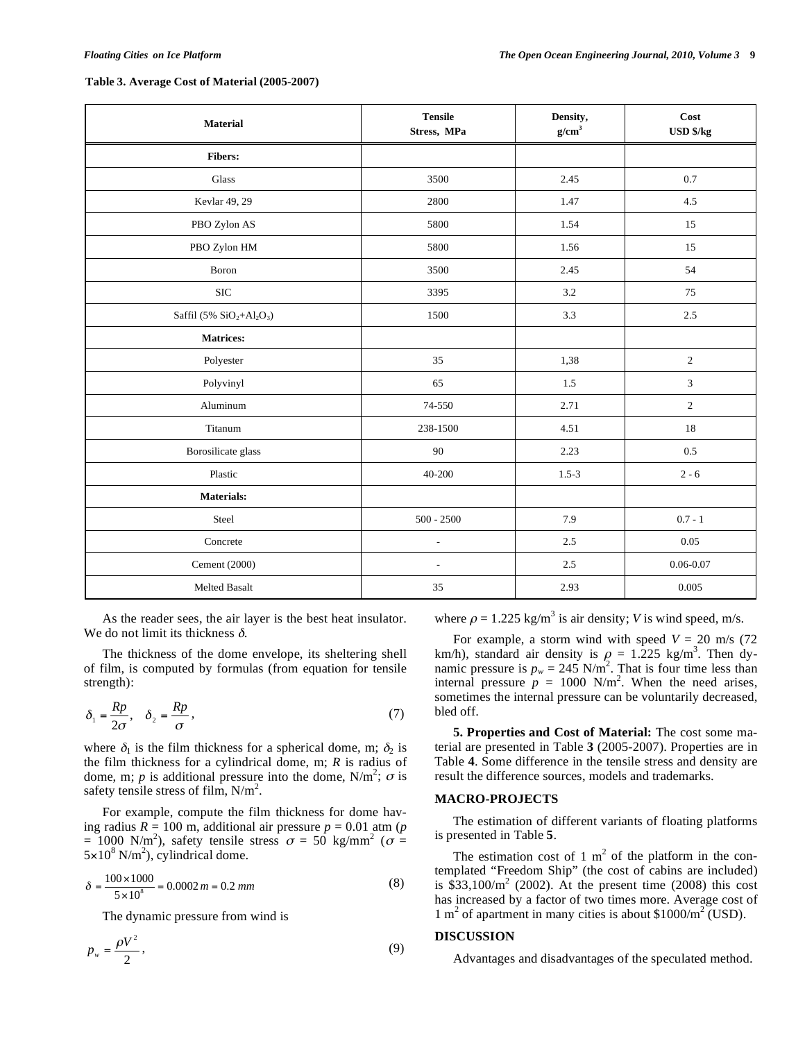**Table 3. Average Cost of Material (2005-2007)**

| Material | Tensile Stress, MPa | Density, $g/cm^3$ | Cost USD $/kg |
|---|---|---|---|
| **Fibers:** | | | |
| Glass | 3500 | 2.45 | 0.7 |
| Kevlar 49, 29 | 2800 | 1.47 | 4.5 |
| PBO Zylon AS | 5800 | 1.54 | 15 |
| PBO Zylon HM | 5800 | 1.56 | 15 |
| Boron | 3500 | 2.45 | 54 |
| SIC | 3395 | 3.2 | 75 |
| Saffil (5% $SiO_2$+$Al_2O_3$) | 1500 | 3.3 | 2.5 |
| **Matrices:** | | | |
| Polyester | 35 | 1,38 | 2 |
| Polyvinyl | 65 | 1.5 | 3 |
| Aluminum | 74-550 | 2.71 | 2 |
| Titanum | 238-1500 | 4.51 | 18 |
| Borosilicate glass | 90 | 2.23 | 0.5 |
| Plastic | 40-200 | 1.5-3 | 2 - 6 |
| **Materials:** | | | |
| Steel | 500 - 2500 | 7.9 | 0.7 - 1 |
| Concrete | - | 2.5 | 0.05 |
| Cement (2000) | - | 2.5 | 0.06-0.07 |
| Melted Basalt | 35 | 2.93 | 0.005 |

As the reader sees, the air layer is the best heat insulator. We do not limit its thickness $\delta$.

The thickness of the dome envelope, its sheltering shell of film, is computed by formulas (from equation for tensile strength):

$$\delta_1 = \frac{Rp}{2\sigma}, \quad \delta_2 = \frac{Rp}{\sigma}, \tag{7}$$

where $\delta_1$ is the film thickness for a spherical dome, m; $\delta_2$ is the film thickness for a cylindrical dome, m; $R$ is radius of dome, m; $p$ is additional pressure into the dome, $N/m^2$; $\sigma$ is safety tensile stress of film, $N/m^2$.

For example, compute the film thickness for dome having radius $R$ = 100 m, additional air pressure $p$ = 0.01 atm ($p$ = 1000 $N/m^2$), safety tensile stress $\sigma$ = 50 $kg/mm^2$ ($\sigma = 5\times10^8$ $N/m^2$), cylindrical dome.

$$\delta = \frac{100\times1000}{5\times10^8} = 0.0002\,m = 0.2\,mm \tag{8}$$

The dynamic pressure from wind is

$$p_w = \frac{\rho V^2}{2}, \tag{9}$$

where $\rho$ = 1.225 $kg/m^3$ is air density; $V$ is wind speed, m/s.

For example, a storm wind with speed $V$ = 20 m/s (72 km/h), standard air density is $\rho$ = 1.225 $kg/m^3$. Then dynamic pressure is $p_w$ = 245 $N/m^2$. That is four time less than internal pressure $p$ = 1000 $N/m^2$. When the need arises, sometimes the internal pressure can be voluntarily decreased, bled off.

**5. Properties and Cost of Material:** The cost some material are presented in Table **3** (2005-2007). Properties are in Table **4**. Some difference in the tensile stress and density are result the difference sources, models and trademarks.

## MACRO-PROJECTS

The estimation of different variants of floating platforms is presented in Table **5**.

The estimation cost of 1 $m^2$ of the platform in the contemplated "Freedom Ship" (the cost of cabins are included) is \$33,100/$m^2$ (2002). At the present time (2008) this cost has increased by a factor of two times more. Average cost of 1 $m^2$ of apartment in many cities is about \$1000/$m^2$ (USD).

## DISCUSSION

Advantages and disadvantages of the speculated method.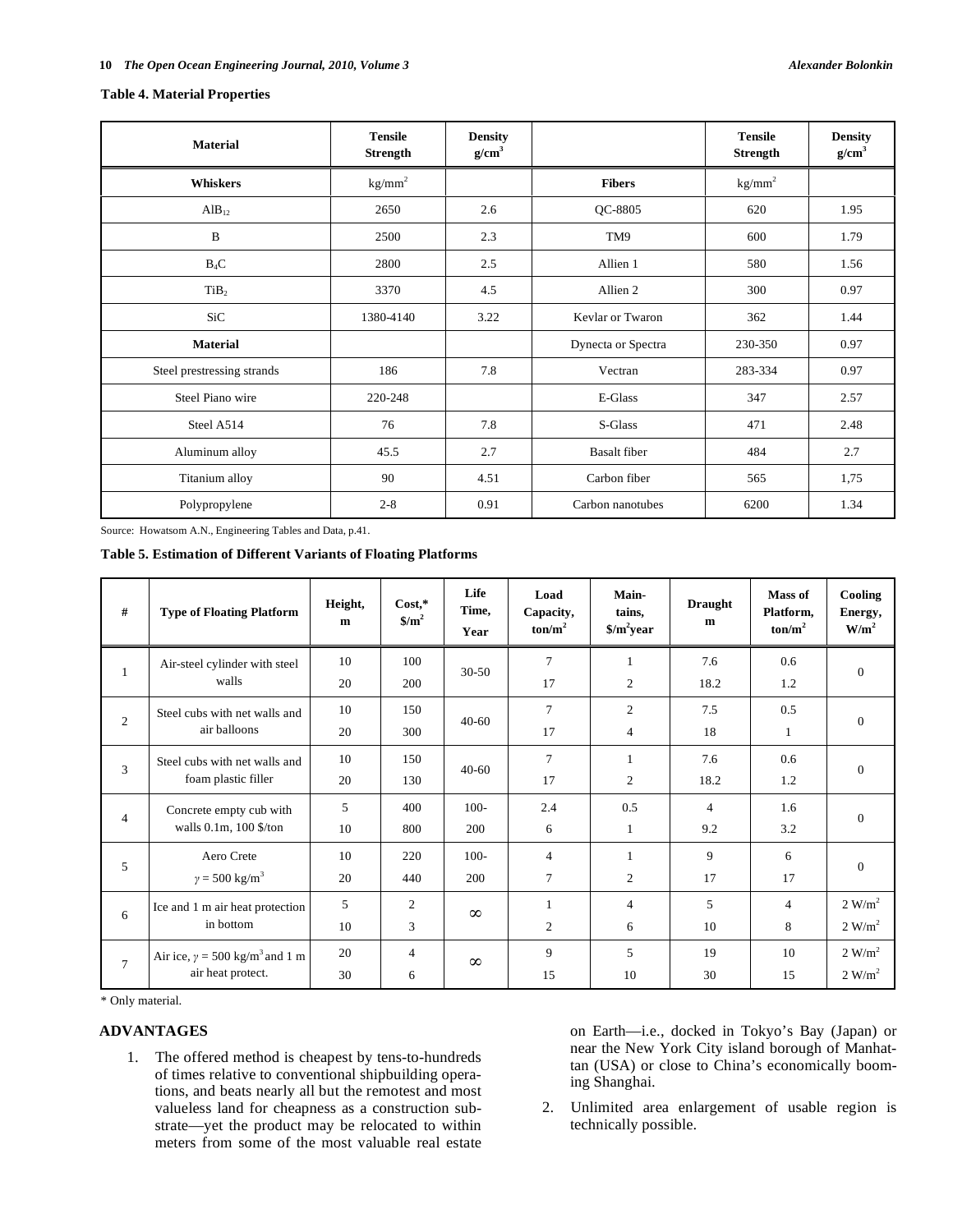**Table 4. Material Properties**

| Material | Tensile Strength | Density g/cm$^3$ | | Tensile Strength | Density g/cm$^3$ |
|---|---|---|---|---|---|
| **Whiskers** | kg/mm$^2$ | | **Fibers** | kg/mm$^2$ | |
| $AlB_{12}$ | 2650 | 2.6 | QC-8805 | 620 | 1.95 |
| B | 2500 | 2.3 | TM9 | 600 | 1.79 |
| $B_4C$ | 2800 | 2.5 | Allien 1 | 580 | 1.56 |
| $TiB_2$ | 3370 | 4.5 | Allien 2 | 300 | 0.97 |
| SiC | 1380-4140 | 3.22 | Kevlar or Twaron | 362 | 1.44 |
| **Material** | | | Dynecta or Spectra | 230-350 | 0.97 |
| Steel prestressing strands | 186 | 7.8 | Vectran | 283-334 | 0.97 |
| Steel Piano wire | 220-248 | | E-Glass | 347 | 2.57 |
| Steel A514 | 76 | 7.8 | S-Glass | 471 | 2.48 |
| Aluminum alloy | 45.5 | 2.7 | Basalt fiber | 484 | 2.7 |
| Titanium alloy | 90 | 4.51 | Carbon fiber | 565 | 1,75 |
| Polypropylene | 2-8 | 0.91 | Carbon nanotubes | 6200 | 1.34 |

Source: Howatsom A.N., Engineering Tables and Data, p.41.

**Table 5. Estimation of Different Variants of Floating Platforms**

| # | Type of Floating Platform | Height, m | Cost,* \$/m$^2$ | Life Time, Year | Load Capacity, ton/m$^2$ | Maintains, \$/m$^2$year | Draught m | Mass of Platform, ton/m$^2$ | Cooling Energy, W/m$^2$ |
|---|---|---|---|---|---|---|---|---|---|
| 1 | Air-steel cylinder with steel walls | 10<br>20 | 100<br>200 | 30-50 | 7<br>17 | 1<br>2 | 7.6<br>18.2 | 0.6<br>1.2 | 0 |
| 2 | Steel cubs with net walls and air balloons | 10<br>20 | 150<br>300 | 40-60 | 7<br>17 | 2<br>4 | 7.5<br>18 | 0.5<br>1 | 0 |
| 3 | Steel cubs with net walls and foam plastic filler | 10<br>20 | 150<br>130 | 40-60 | 7<br>17 | 1<br>2 | 7.6<br>18.2 | 0.6<br>1.2 | 0 |
| 4 | Concrete empty cub with walls 0.1m, 100 \$/ton | 5<br>10 | 400<br>800 | 100-<br>200 | 2.4<br>6 | 0.5<br>1 | 4<br>9.2 | 1.6<br>3.2 | 0 |
| 5 | Aero Crete $\gamma$ = 500 kg/m$^3$ | 10<br>20 | 220<br>440 | 100-<br>200 | 4<br>7 | 1<br>2 | 9<br>17 | 6<br>17 | 0 |
| 6 | Ice and 1 m air heat protection in bottom | 5<br>10 | 2<br>3 | $\infty$ | 1<br>2 | 4<br>6 | 5<br>10 | 4<br>8 | 2 W/m$^2$<br>2 W/m$^2$ |
| 7 | Air ice, $\gamma$ = 500 kg/m$^3$ and 1 m air heat protect. | 20<br>30 | 4<br>6 | $\infty$ | 9<br>15 | 5<br>10 | 19<br>30 | 10<br>15 | 2 W/m$^2$<br>2 W/m$^2$ |

\* Only material.

## ADVANTAGES

1. The offered method is cheapest by tens-to-hundreds of times relative to conventional shipbuilding operations, and beats nearly all but the remotest and most valueless land for cheapness as a construction substrate—yet the product may be relocated to within meters from some of the most valuable real estate on Earth—i.e., docked in Tokyo's Bay (Japan) or near the New York City island borough of Manhattan (USA) or close to China's economically booming Shanghai.
2. Unlimited area enlargement of usable region is technically possible.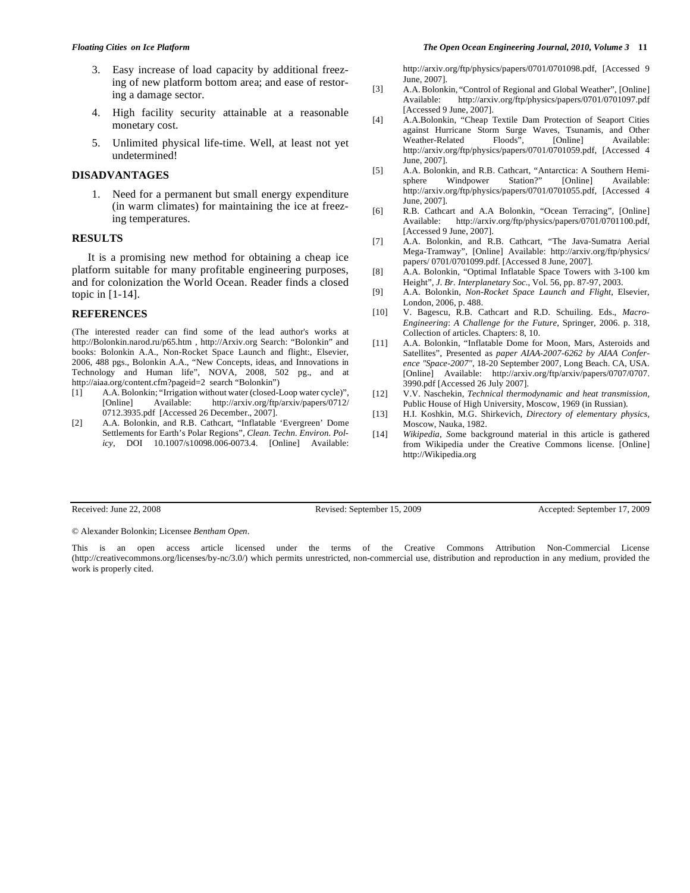3. Easy increase of load capacity by additional freezing of new platform bottom area; and ease of restoring a damage sector.
4. High facility security attainable at a reasonable monetary cost.
5. Unlimited physical life-time. Well, at least not yet undetermined!

## DISADVANTAGES

1. Need for a permanent but small energy expenditure (in warm climates) for maintaining the ice at freezing temperatures.

## RESULTS

It is a promising new method for obtaining a cheap ice platform suitable for many profitable engineering purposes, and for colonization the World Ocean. Reader finds a closed topic in [1-14].

## REFERENCES

(The interested reader can find some of the lead author's works at http://Bolonkin.narod.ru/p65.htm , http://Arxiv.org Search: "Bolonkin" and books: Bolonkin A.A., Non-Rocket Space Launch and flight:, Elsevier, 2006, 488 pgs., Bolonkin A.A., "New Concepts, ideas, and Innovations in Technology and Human life", NOVA, 2008, 502 pg., and at http://aiaa.org/content.cfm?pageid=2 search "Bolonkin")

[1] A.A. Bolonkin; "Irrigation without water (closed-Loop water cycle)", [Online] Available: http://arxiv.org/ftp/arxiv/papers/0712/0712.3935.pdf [Accessed 26 December., 2007].

[2] A.A. Bolonkin, and R.B. Cathcart, "Inflatable 'Evergreen' Dome Settlements for Earth's Polar Regions", *Clean. Techn. Environ. Policy*, DOI 10.1007/s10098.006-0073.4. [Online] Available: http://arxiv.org/ftp/physics/papers/0701/0701098.pdf, [Accessed 9 June, 2007].

[3] A.A. Bolonkin, "Control of Regional and Global Weather", [Online] Available: http://arxiv.org/ftp/physics/papers/0701/0701097.pdf [Accessed 9 June, 2007].

[4] A.A.Bolonkin, "Cheap Textile Dam Protection of Seaport Cities against Hurricane Storm Surge Waves, Tsunamis, and Other Weather-Related Floods", [Online] Available: http://arxiv.org/ftp/physics/papers/0701/0701059.pdf, [Accessed 4 June, 2007].

[5] A.A. Bolonkin, and R.B. Cathcart, "Antarctica: A Southern Hemisphere Windpower Station?" [Online] Available: http://arxiv.org/ftp/physics/papers/0701/0701055.pdf, [Accessed 4 June, 2007].

[6] R.B. Cathcart and A.A Bolonkin, "Ocean Terracing", [Online] Available: http://arxiv.org/ftp/physics/papers/0701/0701100.pdf, [Accessed 9 June, 2007].

[7] A.A. Bolonkin, and R.B. Cathcart, "The Java-Sumatra Aerial Mega-Tramway", [Online] Available: http://arxiv.org/ftp/physics/papers/ 0701/0701099.pdf. [Accessed 8 June, 2007].

[8] A.A. Bolonkin, "Optimal Inflatable Space Towers with 3-100 km Height", *J. Br. Interplanetary Soc*., Vol. 56, pp. 87-97, 2003.

[9] A.A. Bolonkin, *Non-Rocket Space Launch and Flight*, Elsevier, London, 2006, p. 488.

[10] V. Bagescu, R.B. Cathcart and R.D. Schuiling. Eds., *Macro-Engineering*: *A Challenge for the Future*, Springer, 2006. p. 318, Collection of articles. Chapters: 8, 10.

[11] A.A. Bolonkin, "Inflatable Dome for Moon, Mars, Asteroids and Satellites", Presented as *paper AIAA-2007-6262 by AIAA Conference "Space-2007"*, 18-20 September 2007, Long Beach. CA, USA. [Online] Available: http://arxiv.org/ftp/arxiv/papers/0707/0707.3990.pdf [Accessed 26 July 2007].

[12] V.V. Naschekin, *Technical thermodynamic and heat transmission*, Public House of High University, Moscow, 1969 (in Russian).

[13] H.I. Koshkin, M.G. Shirkevich, *Directory of elementary physics*, Moscow, Nauka, 1982.

[14] *Wikipedia*, Some background material in this article is gathered from Wikipedia under the Creative Commons license. [Online] http://Wikipedia.org

Received: June 22, 2008 Revised: September 15, 2009 Accepted: September 17, 2009

© Alexander Bolonkin; Licensee *Bentham Open*.

This is an open access article licensed under the terms of the Creative Commons Attribution Non-Commercial License (http://creativecommons.org/licenses/by-nc/3.0/) which permits unrestricted, non-commercial use, distribution and reproduction in any medium, provided the work is properly cited.